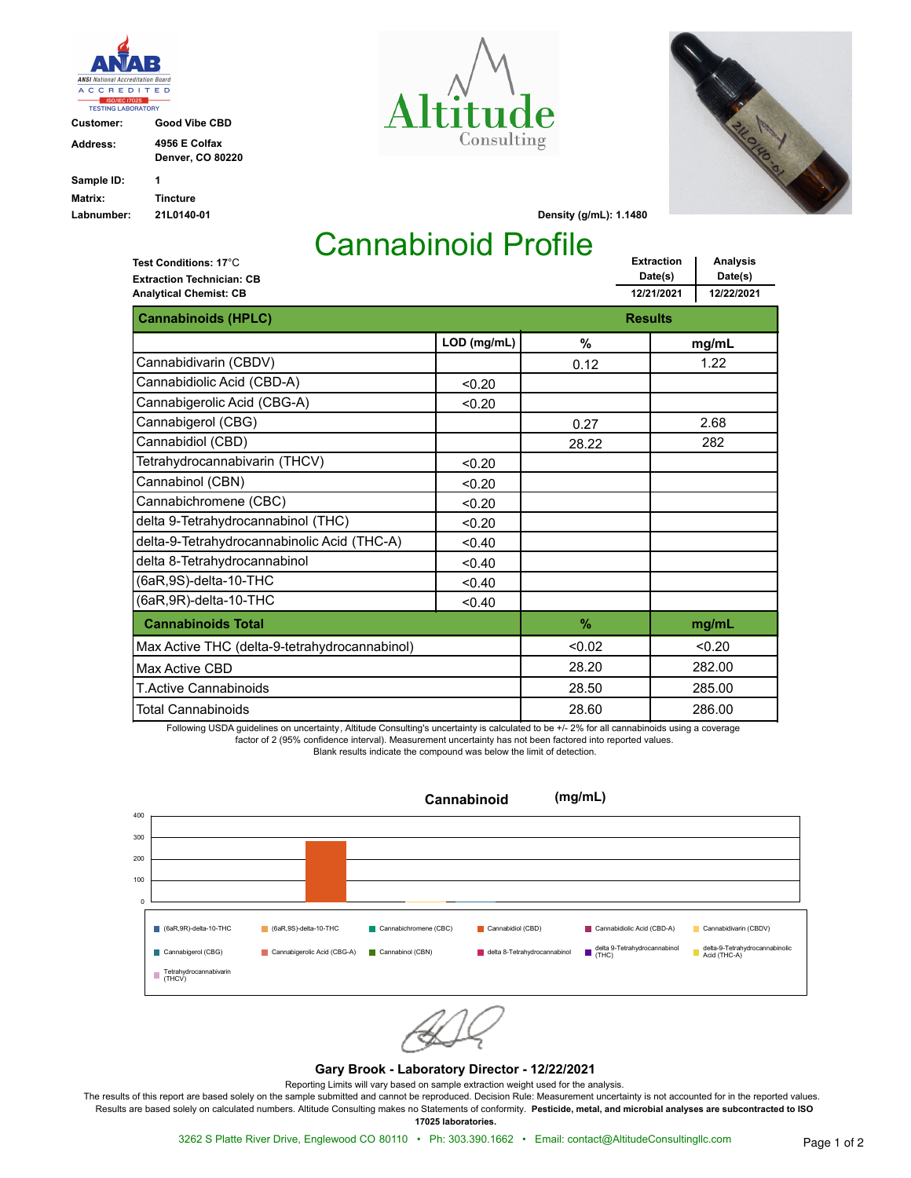| | |
|---|---|
| **Customer:** | **Good Vibe CBD** |
| **Address:** | **4956 E Colfax Denver, CO 80220** |
| **Sample ID:** | **1** |
| **Matrix:** | **Tincture** |
| **Labnumber:** | **21L0140-01** |

**Density (g/mL): 1.1480**

# Cannabinoid Profile

**Test Conditions:** 17°C
**Extraction Technician: CB**
**Analytical Chemist: CB**

| Extraction Date(s) | Analysis Date(s) |
|---|---|
| 12/21/2021 | 12/22/2021 |

| Cannabinoids (HPLC) | LOD (mg/mL) | Results % | Results mg/mL |
|---|---|---|---|
| Cannabidivarin (CBDV) | | 0.12 | 1.22 |
| Cannabidiolic Acid (CBD-A) | <0.20 | | |
| Cannabigerolic Acid (CBG-A) | <0.20 | | |
| Cannabigerol (CBG) | | 0.27 | 2.68 |
| Cannabidiol (CBD) | | 28.22 | 282 |
| Tetrahydrocannabivarin (THCV) | <0.20 | | |
| Cannabinol (CBN) | <0.20 | | |
| Cannabichromene (CBC) | <0.20 | | |
| delta 9-Tetrahydrocannabinol (THC) | <0.20 | | |
| delta-9-Tetrahydrocannabinolic Acid (THC-A) | <0.40 | | |
| delta 8-Tetrahydrocannabinol | <0.40 | | |
| (6aR,9S)-delta-10-THC | <0.40 | | |
| (6aR,9R)-delta-10-THC | <0.40 | | |

| Cannabinoids Total | % | mg/mL |
|---|---|---|
| Max Active THC (delta-9-tetrahydrocannabinol) | <0.02 | <0.20 |
| Max Active CBD | 28.20 | 282.00 |
| T.Active Cannabinoids | 28.50 | 285.00 |
| Total Cannabinoids | 28.60 | 286.00 |

Following USDA guidelines on uncertainty, Altitude Consulting's uncertainty is calculated to be +/- 2% for all cannabinoids using a coverage factor of 2 (95% confidence interval). Measurement uncertainty has not been factored into reported values.
Blank results indicate the compound was below the limit of detection.

**Cannabinoid (mg/mL)**

**Gary Brook - Laboratory Director - 12/22/2021**

Reporting Limits will vary based on sample extraction weight used for the analysis.
The results of this report are based solely on the sample submitted and cannot be reproduced. Decision Rule: Measurement uncertainty is not accounted for in the reported values. Results are based solely on calculated numbers. Altitude Consulting makes no Statements of conformity. **Pesticide, metal, and microbial analyses are subcontracted to ISO 17025 laboratories.**

3262 S Platte River Drive, Englewood CO 80110 • Ph: 303.390.1662 • Email: contact@AltitudeConsultingllc.com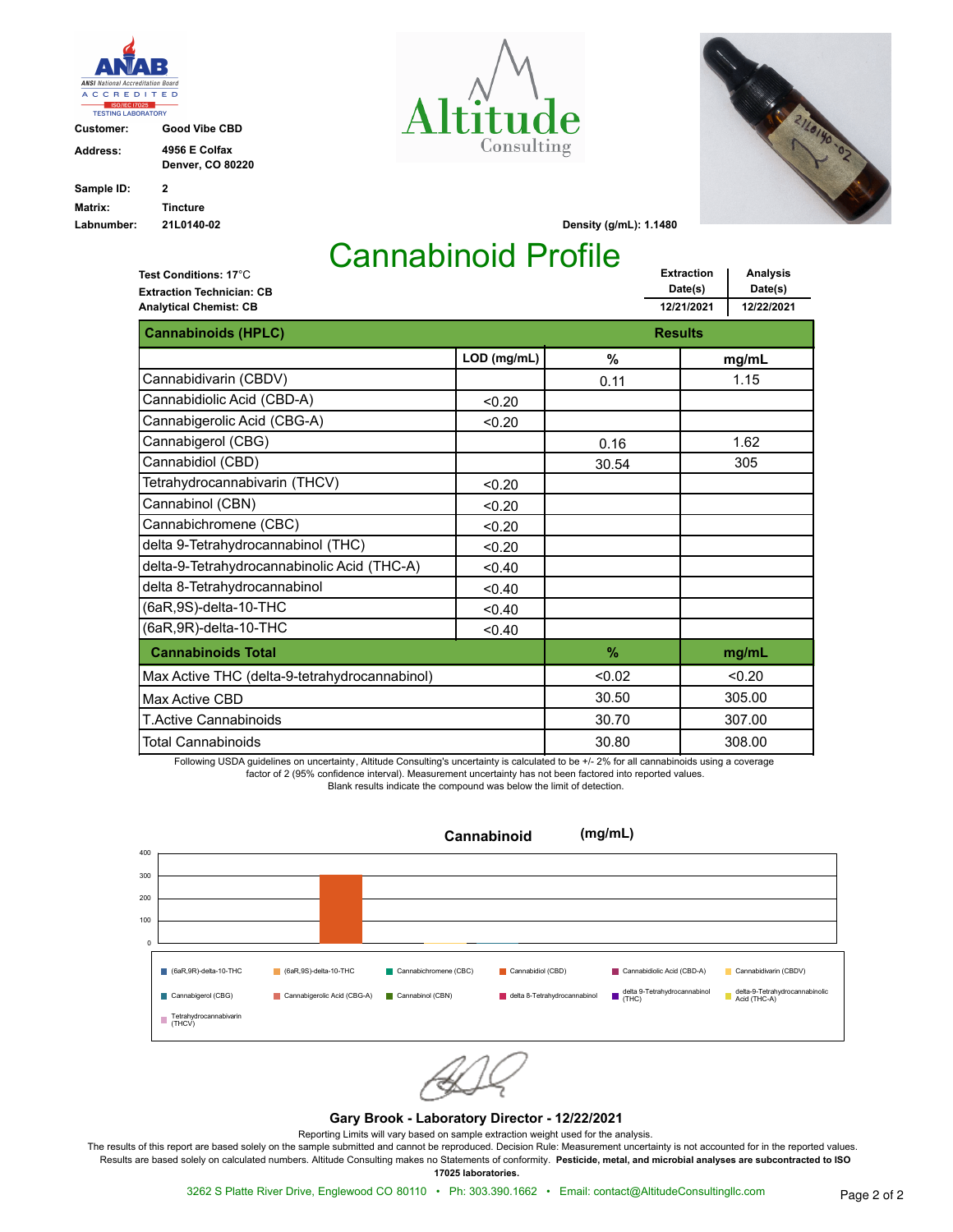Customer: Good Vibe CBD

Address: 4956 E Colfax
Denver, CO 80220

Sample ID: 2

Matrix: Tincture

Labnumber: 21L0140-02

Density (g/mL): 1.1480

# Cannabinoid Profile

Test Conditions: 17°C
Extraction Technician: CB
Analytical Chemist: CB

| Extraction Date(s) | Analysis Date(s) |
|---|---|
| 12/21/2021 | 12/22/2021 |

| Cannabinoids (HPLC) | | Results | |
|---|---|---|---|
| | LOD (mg/mL) | % | mg/mL |
| Cannabidivarin (CBDV) | | 0.11 | 1.15 |
| Cannabidiolic Acid (CBD-A) | <0.20 | | |
| Cannabigerolic Acid (CBG-A) | <0.20 | | |
| Cannabigerol (CBG) | | 0.16 | 1.62 |
| Cannabidiol (CBD) | | 30.54 | 305 |
| Tetrahydrocannabivarin (THCV) | <0.20 | | |
| Cannabinol (CBN) | <0.20 | | |
| Cannabichromene (CBC) | <0.20 | | |
| delta 9-Tetrahydrocannabinol (THC) | <0.20 | | |
| delta-9-Tetrahydrocannabinolic Acid (THC-A) | <0.40 | | |
| delta 8-Tetrahydrocannabinol | <0.40 | | |
| (6aR,9S)-delta-10-THC | <0.40 | | |
| (6aR,9R)-delta-10-THC | <0.40 | | |
| **Cannabinoids Total** | | **%** | **mg/mL** |
| Max Active THC (delta-9-tetrahydrocannabinol) | | <0.02 | <0.20 |
| Max Active CBD | | 30.50 | 305.00 |
| T.Active Cannabinoids | | 30.70 | 307.00 |
| Total Cannabinoids | | 30.80 | 308.00 |

Following USDA guidelines on uncertainty, Altitude Consulting's uncertainty is calculated to be +/- 2% for all cannabinoids using a coverage factor of 2 (95% confidence interval). Measurement uncertainty has not been factored into reported values.
Blank results indicate the compound was below the limit of detection.

Cannabinoid (mg/mL)

400
300
200
100
0

(6aR,9R)-delta-10-THC
(6aR,9S)-delta-10-THC
Cannabichromene (CBC)
Cannabidiol (CBD)
Cannabidiolic Acid (CBD-A)
Cannabidivarin (CBDV)
Cannabigerol (CBG)
Cannabigerolic Acid (CBG-A)
Cannabinol (CBN)
delta 8-Tetrahydrocannabinol
delta 9-Tetrahydrocannabinol (THC)
delta-9-Tetrahydrocannabinolic Acid (THC-A)
Tetrahydrocannabivarin (THCV)

**Gary Brook - Laboratory Director - 12/22/2021**

Reporting Limits will vary based on sample extraction weight used for the analysis.
The results of this report are based solely on the sample submitted and cannot be reproduced. Decision Rule: Measurement uncertainty is not accounted for in the reported values. Results are based solely on calculated numbers. Altitude Consulting makes no Statements of conformity. **Pesticide, metal, and microbial analyses are subcontracted to ISO 17025 laboratories.**

3262 S Platte River Drive, Englewood CO 80110 • Ph: 303.390.1662 • Email: contact@AltitudeConsultingllc.com